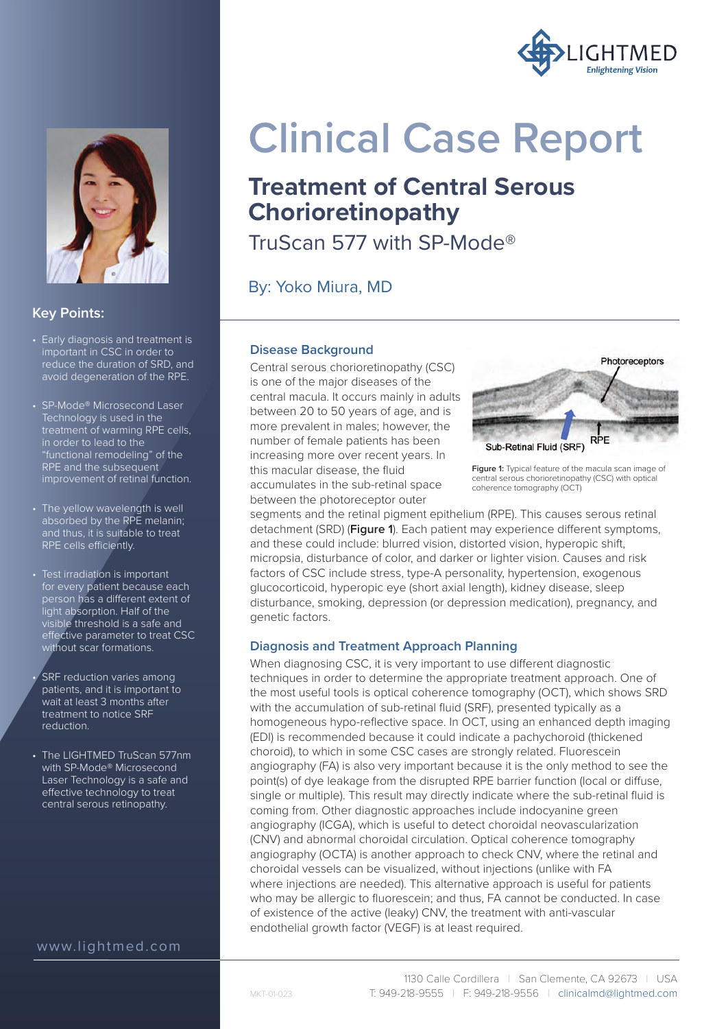# Clinical Case Report

## Treatment of Central Serous Chorioretinopathy

TruScan 577 with SP-Mode®

By: Yoko Miura, MD

### Key Points:

- Early diagnosis and treatment is important in CSC in order to reduce the duration of SRD, and avoid degeneration of the RPE.
- SP-Mode® Microsecond Laser Technology is used in the treatment of warming RPE cells, in order to lead to the "functional remodeling" of the RPE and the subsequent improvement of retinal function.
- The yellow wavelength is well absorbed by the RPE melanin; and thus, it is suitable to treat RPE cells efficiently.
- Test irradiation is important for every patient because each person has a different extent of light absorption. Half of the visible threshold is a safe and effective parameter to treat CSC without scar formations.
- SRF reduction varies among patients, and it is important to wait at least 3 months after treatment to notice SRF reduction.
- The LIGHTMED TruScan 577nm with SP-Mode® Microsecond Laser Technology is a safe and effective technology to treat central serous retinopathy.

### Disease Background

Central serous chorioretinopathy (CSC) is one of the major diseases of the central macula. It occurs mainly in adults between 20 to 50 years of age, and is more prevalent in males; however, the number of female patients has been increasing more over recent years. In this macular disease, the fluid accumulates in the sub-retinal space between the photoreceptor outer segments and the retinal pigment epithelium (RPE). This causes serous retinal detachment (SRD) (**Figure 1**). Each patient may experience different symptoms, and these could include: blurred vision, distorted vision, hyperopic shift, micropsia, disturbance of color, and darker or lighter vision. Causes and risk factors of CSC include stress, type-A personality, hypertension, exogenous glucocorticoid, hyperopic eye (short axial length), kidney disease, sleep disturbance, smoking, depression (or depression medication), pregnancy, and genetic factors.

Photoreceptors

Sub-Retinal Fluid (SRF)

RPE

**Figure 1:** Typical feature of the macula scan image of central serous chorioretinopathy (CSC) with optical coherence tomography (OCT)

### Diagnosis and Treatment Approach Planning

When diagnosing CSC, it is very important to use different diagnostic techniques in order to determine the appropriate treatment approach. One of the most useful tools is optical coherence tomography (OCT), which shows SRD with the accumulation of sub-retinal fluid (SRF), presented typically as a homogeneous hypo-reflective space. In OCT, using an enhanced depth imaging (EDI) is recommended because it could indicate a pachychoroid (thickened choroid), to which in some CSC cases are strongly related. Fluorescein angiography (FA) is also very important because it is the only method to see the point(s) of dye leakage from the disrupted RPE barrier function (local or diffuse, single or multiple). This result may directly indicate where the sub-retinal fluid is coming from. Other diagnostic approaches include indocyanine green angiography (ICGA), which is useful to detect choroidal neovascularization (CNV) and abnormal choroidal circulation. Optical coherence tomography angiography (OCTA) is another approach to check CNV, where the retinal and choroidal vessels can be visualized, without injections (unlike with FA where injections are needed). This alternative approach is useful for patients who may be allergic to fluorescein; and thus, FA cannot be conducted. In case of existence of the active (leaky) CNV, the treatment with anti-vascular endothelial growth factor (VEGF) is at least required.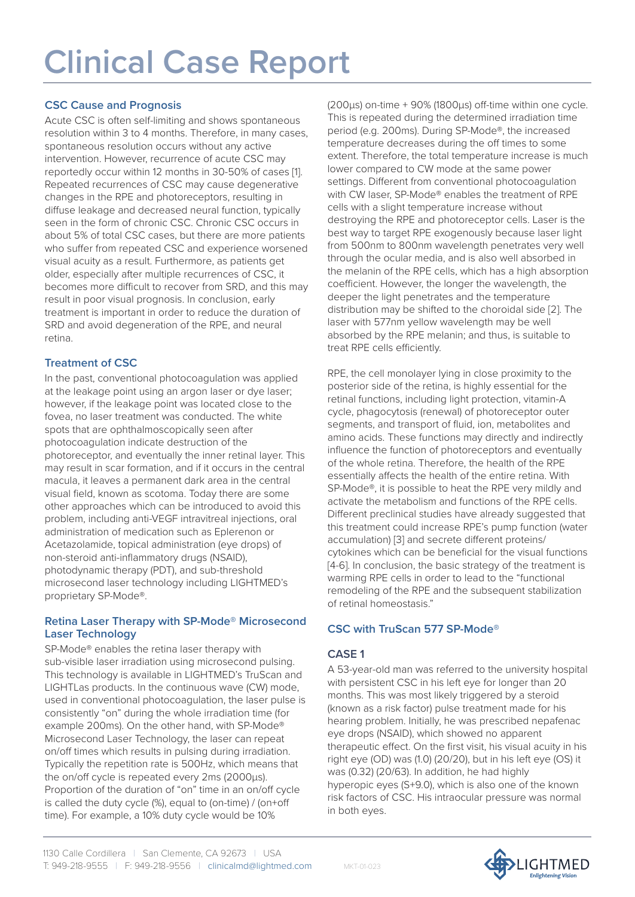# Clinical Case Report

## CSC Cause and Prognosis

Acute CSC is often self-limiting and shows spontaneous resolution within 3 to 4 months. Therefore, in many cases, spontaneous resolution occurs without any active intervention. However, recurrence of acute CSC may reportedly occur within 12 months in 30-50% of cases [1]. Repeated recurrences of CSC may cause degenerative changes in the RPE and photoreceptors, resulting in diffuse leakage and decreased neural function, typically seen in the form of chronic CSC. Chronic CSC occurs in about 5% of total CSC cases, but there are more patients who suffer from repeated CSC and experience worsened visual acuity as a result. Furthermore, as patients get older, especially after multiple recurrences of CSC, it becomes more difficult to recover from SRD, and this may result in poor visual prognosis. In conclusion, early treatment is important in order to reduce the duration of SRD and avoid degeneration of the RPE, and neural retina.

## Treatment of CSC

In the past, conventional photocoagulation was applied at the leakage point using an argon laser or dye laser; however, if the leakage point was located close to the fovea, no laser treatment was conducted. The white spots that are ophthalmoscopically seen after photocoagulation indicate destruction of the photoreceptor, and eventually the inner retinal layer. This may result in scar formation, and if it occurs in the central macula, it leaves a permanent dark area in the central visual field, known as scotoma. Today there are some other approaches which can be introduced to avoid this problem, including anti-VEGF intravitreal injections, oral administration of medication such as Eplerenon or Acetazolamide, topical administration (eye drops) of non-steroid anti-inflammatory drugs (NSAID), photodynamic therapy (PDT), and sub-threshold microsecond laser technology including LIGHTMED's proprietary SP-Mode®.

## Retina Laser Therapy with SP-Mode® Microsecond Laser Technology

SP-Mode® enables the retina laser therapy with sub-visible laser irradiation using microsecond pulsing. This technology is available in LIGHTMED's TruScan and LIGHTLas products. In the continuous wave (CW) mode, used in conventional photocoagulation, the laser pulse is consistently "on" during the whole irradiation time (for example 200ms). On the other hand, with SP-Mode® Microsecond Laser Technology, the laser can repeat on/off times which results in pulsing during irradiation. Typically the repetition rate is 500Hz, which means that the on/off cycle is repeated every 2ms (2000µs). Proportion of the duration of "on" time in an on/off cycle is called the duty cycle (%), equal to (on-time) / (on+off time). For example, a 10% duty cycle would be 10% (200µs) on-time + 90% (1800µs) off-time within one cycle. This is repeated during the determined irradiation time period (e.g. 200ms). During SP-Mode®, the increased temperature decreases during the off times to some extent. Therefore, the total temperature increase is much lower compared to CW mode at the same power settings. Different from conventional photocoagulation with CW laser, SP-Mode® enables the treatment of RPE cells with a slight temperature increase without destroying the RPE and photoreceptor cells. Laser is the best way to target RPE exogenously because laser light from 500nm to 800nm wavelength penetrates very well through the ocular media, and is also well absorbed in the melanin of the RPE cells, which has a high absorption coefficient. However, the longer the wavelength, the deeper the light penetrates and the temperature distribution may be shifted to the choroidal side [2]. The laser with 577nm yellow wavelength may be well absorbed by the RPE melanin; and thus, is suitable to treat RPE cells efficiently.

RPE, the cell monolayer lying in close proximity to the posterior side of the retina, is highly essential for the retinal functions, including light protection, vitamin-A cycle, phagocytosis (renewal) of photoreceptor outer segments, and transport of fluid, ion, metabolites and amino acids. These functions may directly and indirectly influence the function of photoreceptors and eventually of the whole retina. Therefore, the health of the RPE essentially affects the health of the entire retina. With SP-Mode®, it is possible to heat the RPE very mildly and activate the metabolism and functions of the RPE cells. Different preclinical studies have already suggested that this treatment could increase RPE's pump function (water accumulation) [3] and secrete different proteins/ cytokines which can be beneficial for the visual functions [4-6]. In conclusion, the basic strategy of the treatment is warming RPE cells in order to lead to the "functional remodeling of the RPE and the subsequent stabilization of retinal homeostasis."

## CSC with TruScan 577 SP-Mode®

### CASE 1

A 53-year-old man was referred to the university hospital with persistent CSC in his left eye for longer than 20 months. This was most likely triggered by a steroid (known as a risk factor) pulse treatment made for his hearing problem. Initially, he was prescribed nepafenac eye drops (NSAID), which showed no apparent therapeutic effect. On the first visit, his visual acuity in his right eye (OD) was (1.0) (20/20), but in his left eye (OS) it was (0.32) (20/63). In addition, he had highly hyperopic eyes (S+9.0), which is also one of the known risk factors of CSC. His intraocular pressure was normal in both eyes.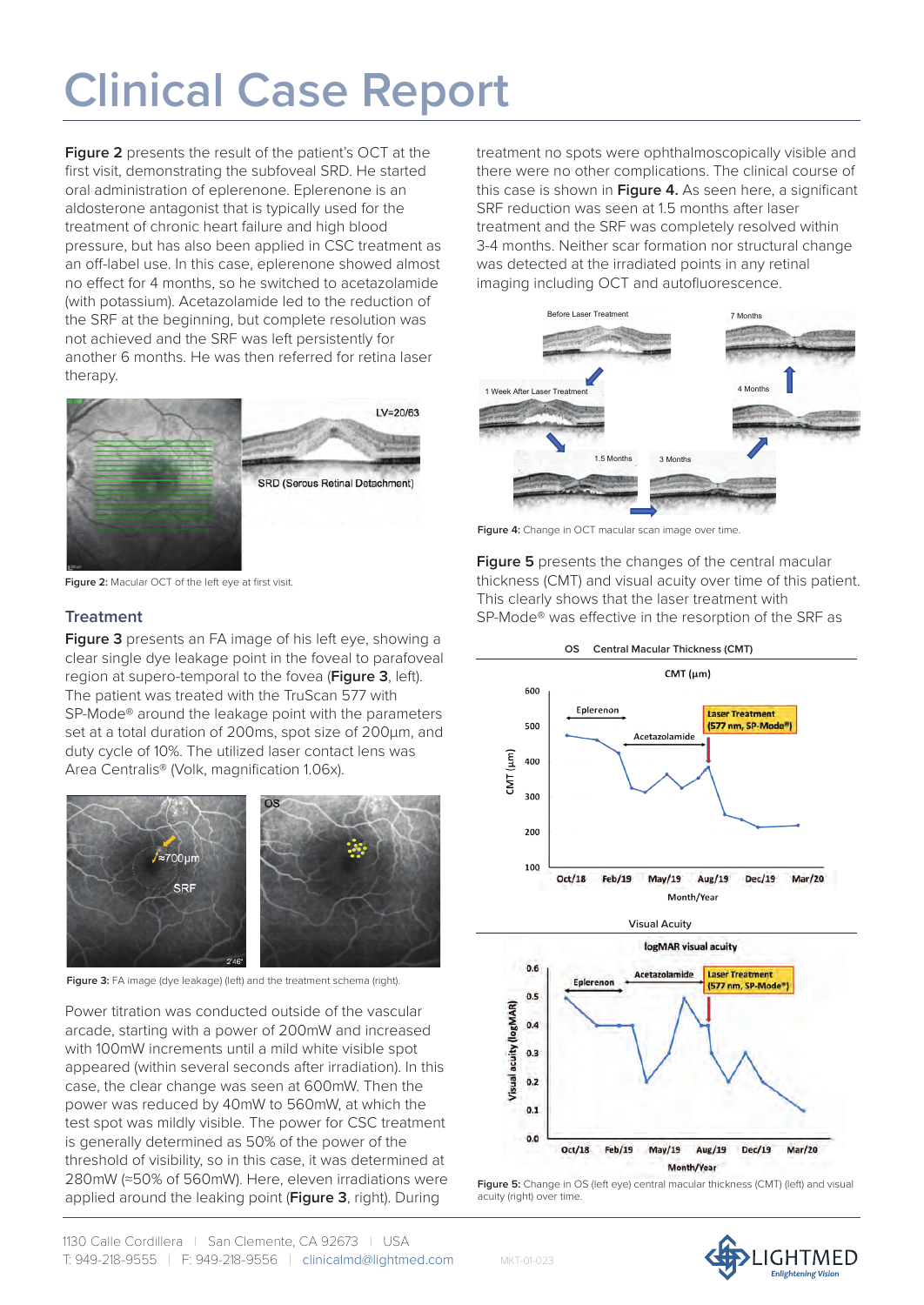# Clinical Case Report

**Figure 2** presents the result of the patient's OCT at the first visit, demonstrating the subfoveal SRD. He started oral administration of eplerenone. Eplerenone is an aldosterone antagonist that is typically used for the treatment of chronic heart failure and high blood pressure, but has also been applied in CSC treatment as an off-label use. In this case, eplerenone showed almost no effect for 4 months, so he switched to acetazolamide (with potassium). Acetazolamide led to the reduction of the SRF at the beginning, but complete resolution was not achieved and the SRF was left persistently for another 6 months. He was then referred for retina laser therapy.

**Figure 2:** Macular OCT of the left eye at first visit.

## Treatment

**Figure 3** presents an FA image of his left eye, showing a clear single dye leakage point in the foveal to parafoveal region at supero-temporal to the fovea (**Figure 3**, left). The patient was treated with the TruScan 577 with SP-Mode® around the leakage point with the parameters set at a total duration of 200ms, spot size of 200µm, and duty cycle of 10%. The utilized laser contact lens was Area Centralis® (Volk, magnification 1.06x).

**Figure 3:** FA image (dye leakage) (left) and the treatment schema (right).

Power titration was conducted outside of the vascular arcade, starting with a power of 200mW and increased with 100mW increments until a mild white visible spot appeared (within several seconds after irradiation). In this case, the clear change was seen at 600mW. Then the power was reduced by 40mW to 560mW, at which the test spot was mildly visible. The power for CSC treatment is generally determined as 50% of the power of the threshold of visibility, so in this case, it was determined at 280mW (≈50% of 560mW). Here, eleven irradiations were applied around the leaking point (**Figure 3**, right). During treatment no spots were ophthalmoscopically visible and there were no other complications. The clinical course of this case is shown in **Figure 4.** As seen here, a significant SRF reduction was seen at 1.5 months after laser treatment and the SRF was completely resolved within 3-4 months. Neither scar formation nor structural change was detected at the irradiated points in any retinal imaging including OCT and autofluorescence.

**Figure 4:** Change in OCT macular scan image over time.

**Figure 5** presents the changes of the central macular thickness (CMT) and visual acuity over time of this patient. This clearly shows that the laser treatment with SP-Mode® was effective in the resorption of the SRF as

**Figure 5:** Change in OS (left eye) central macular thickness (CMT) (left) and visual acuity (right) over time.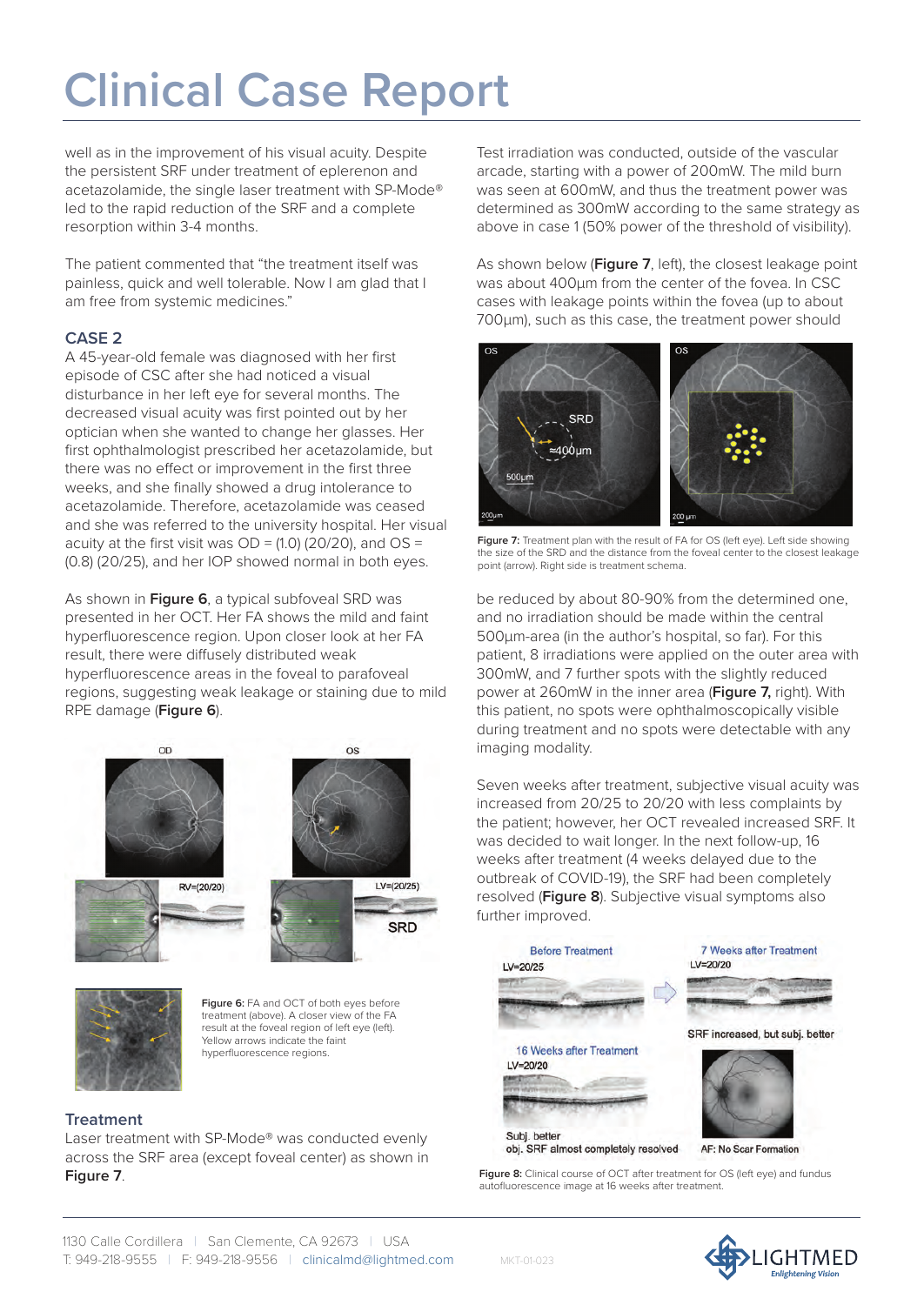# Clinical Case Report

well as in the improvement of his visual acuity. Despite the persistent SRF under treatment of eplerenon and acetazolamide, the single laser treatment with SP-Mode® led to the rapid reduction of the SRF and a complete resorption within 3-4 months.

The patient commented that "the treatment itself was painless, quick and well tolerable. Now I am glad that I am free from systemic medicines."

### CASE 2

A 45-year-old female was diagnosed with her first episode of CSC after she had noticed a visual disturbance in her left eye for several months. The decreased visual acuity was first pointed out by her optician when she wanted to change her glasses. Her first ophthalmologist prescribed her acetazolamide, but there was no effect or improvement in the first three weeks, and she finally showed a drug intolerance to acetazolamide. Therefore, acetazolamide was ceased and she was referred to the university hospital. Her visual acuity at the first visit was OD = (1.0) (20/20), and OS = (0.8) (20/25), and her IOP showed normal in both eyes.

As shown in **Figure 6**, a typical subfoveal SRD was presented in her OCT. Her FA shows the mild and faint hyperfluorescence region. Upon closer look at her FA result, there were diffusely distributed weak hyperfluorescence areas in the foveal to parafoveal regions, suggesting weak leakage or staining due to mild RPE damage (**Figure 6**).

**Figure 6:** FA and OCT of both eyes before treatment (above). A closer view of the FA result at the foveal region of left eye (left). Yellow arrows indicate the faint hyperfluorescence regions.

### Treatment

Laser treatment with SP-Mode® was conducted evenly across the SRF area (except foveal center) as shown in **Figure 7**.

Test irradiation was conducted, outside of the vascular arcade, starting with a power of 200mW. The mild burn was seen at 600mW, and thus the treatment power was determined as 300mW according to the same strategy as above in case 1 (50% power of the threshold of visibility).

As shown below (**Figure 7**, left), the closest leakage point was about 400µm from the center of the fovea. In CSC cases with leakage points within the fovea (up to about 700µm), such as this case, the treatment power should be reduced by about 80-90% from the determined one, and no irradiation should be made within the central 500µm-area (in the author's practice, so far). For this patient, 8 irradiations were applied on the outer area with 300mW, and 7 further spots with the slightly reduced power at 260mW in the inner area (**Figure 7,** right). With this patient, no spots were ophthalmoscopically visible during treatment and no spots were detectable with any imaging modality.

**Figure 7:** Treatment plan with the result of FA for OS (left eye). Left side showing the size of the SRD and the distance from the foveal center to the closest leakage point (arrow). Right side is treatment schema.

Seven weeks after treatment, subjective visual acuity was increased from 20/25 to 20/20 with less complaints by the patient; however, her OCT revealed increased SRF. It was decided to wait longer. In the next follow-up, 16 weeks after treatment (4 weeks delayed due to the outbreak of COVID-19), the SRF had been completely resolved (**Figure 8**). Subjective visual symptoms also further improved.

**Figure 8:** Clinical course of OCT after treatment for OS (left eye) and fundus autofluorescence image at 16 weeks after treatment.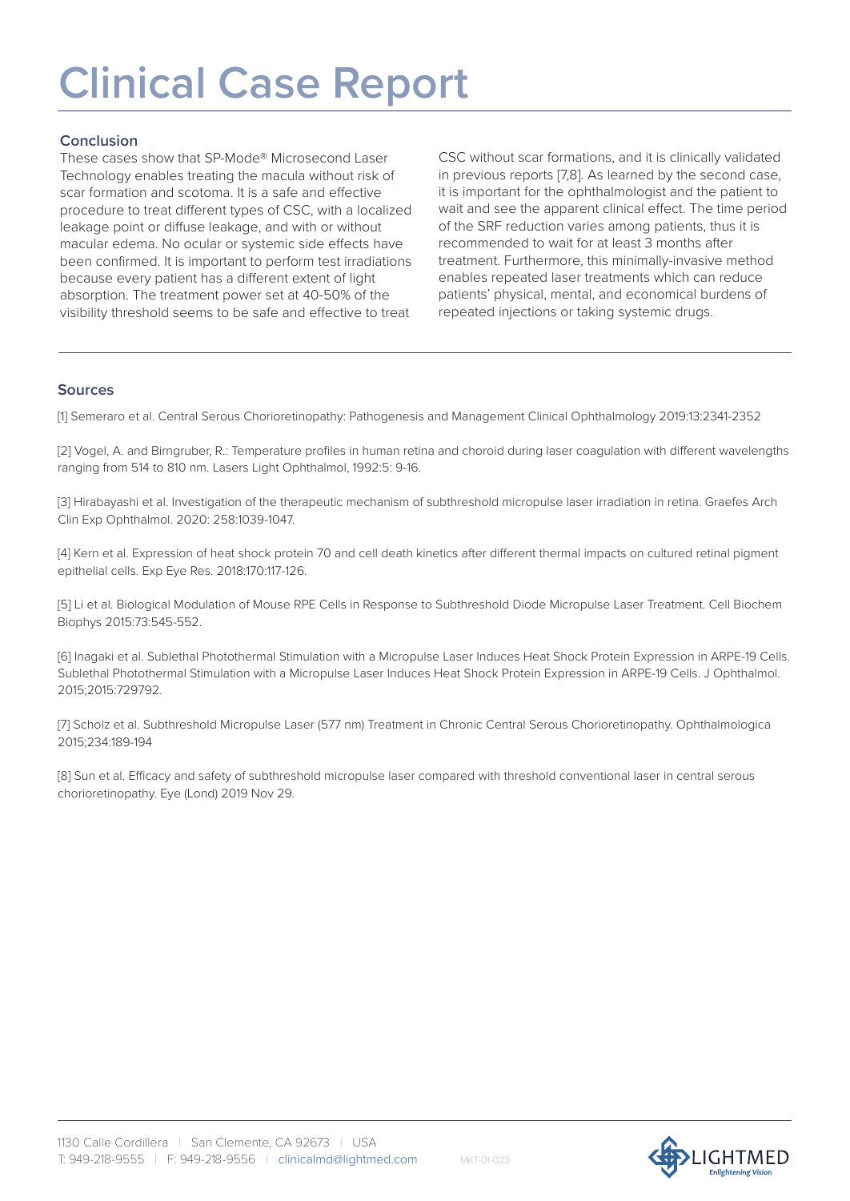# Clinical Case Report

## Conclusion

These cases show that SP-Mode® Microsecond Laser Technology enables treating the macula without risk of scar formation and scotoma. It is a safe and effective procedure to treat different types of CSC, with a localized leakage point or diffuse leakage, and with or without macular edema. No ocular or systemic side effects have been confirmed. It is important to perform test irradiations because every patient has a different extent of light absorption. The treatment power set at 40-50% of the visibility threshold seems to be safe and effective to treat CSC without scar formations, and it is clinically validated in previous reports [7,8]. As learned by the second case, it is important for the ophthalmologist and the patient to wait and see the apparent clinical effect. The time period of the SRF reduction varies among patients, thus it is recommended to wait for at least 3 months after treatment. Furthermore, this minimally-invasive method enables repeated laser treatments which can reduce patients' physical, mental, and economical burdens of repeated injections or taking systemic drugs.

## Sources

[1] Semeraro et al. Central Serous Chorioretinopathy: Pathogenesis and Management Clinical Ophthalmology 2019:13:2341-2352

[2] Vogel, A. and Birngruber, R.: Temperature profiles in human retina and choroid during laser coagulation with different wavelengths ranging from 514 to 810 nm. Lasers Light Ophthalmol, 1992:5: 9-16.

[3] Hirabayashi et al. Investigation of the therapeutic mechanism of subthreshold micropulse laser irradiation in retina. Graefes Arch Clin Exp Ophthalmol. 2020: 258:1039-1047.

[4] Kern et al. Expression of heat shock protein 70 and cell death kinetics after different thermal impacts on cultured retinal pigment epithelial cells. Exp Eye Res. 2018:170:117-126.

[5] Li et al. Biological Modulation of Mouse RPE Cells in Response to Subthreshold Diode Micropulse Laser Treatment. Cell Biochem Biophys 2015:73:545-552.

[6] Inagaki et al. Sublethal Photothermal Stimulation with a Micropulse Laser Induces Heat Shock Protein Expression in ARPE-19 Cells. Sublethal Photothermal Stimulation with a Micropulse Laser Induces Heat Shock Protein Expression in ARPE-19 Cells. J Ophthalmol. 2015;2015:729792.

[7] Scholz et al. Subthreshold Micropulse Laser (577 nm) Treatment in Chronic Central Serous Chorioretinopathy. Ophthalmologica 2015;234:189-194

[8] Sun et al. Efficacy and safety of subthreshold micropulse laser compared with threshold conventional laser in central serous chorioretinopathy. Eye (Lond) 2019 Nov 29.

1130 Calle Cordillera | San Clemente, CA 92673 | USA
T: 949-218-9555 | F: 949-218-9556 | clinicalmd@lightmed.com

MKT-01-023

LIGHTMED
Enlightening Vision